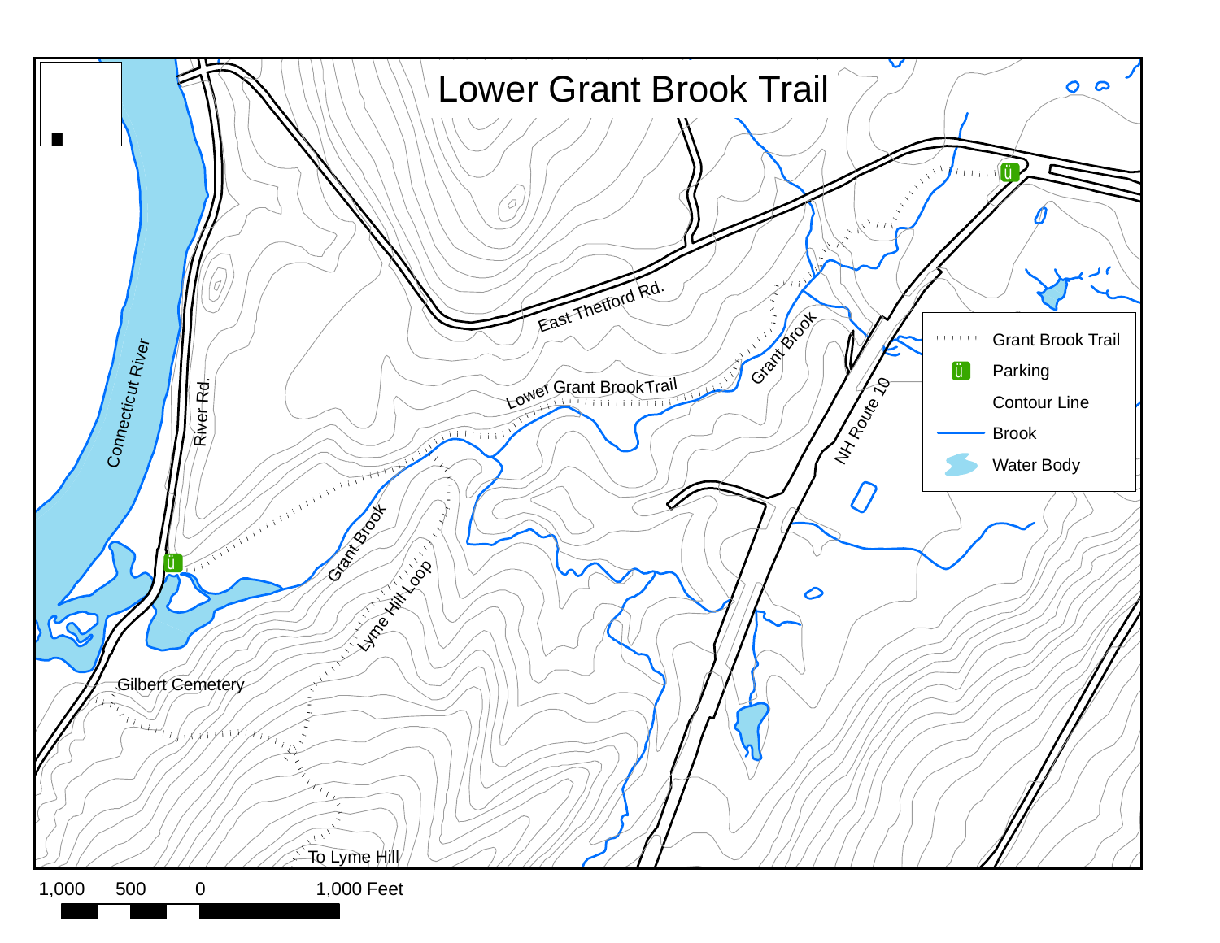# Lower Grant Brook Trail

East Thetford Rd.

Connecticut River

River Rd.

Lower Grant Brook Trail

Grant Brook

Grant Brook

NH Route 10

Lyme Hill Loop

Gilbert Cemetery

To Lyme Hill

| Legend |
| --- |
| Grant Brook Trail |
| Parking |
| Contour Line |
| Brook |
| Water Body |

1,000 500 0 1,000 Feet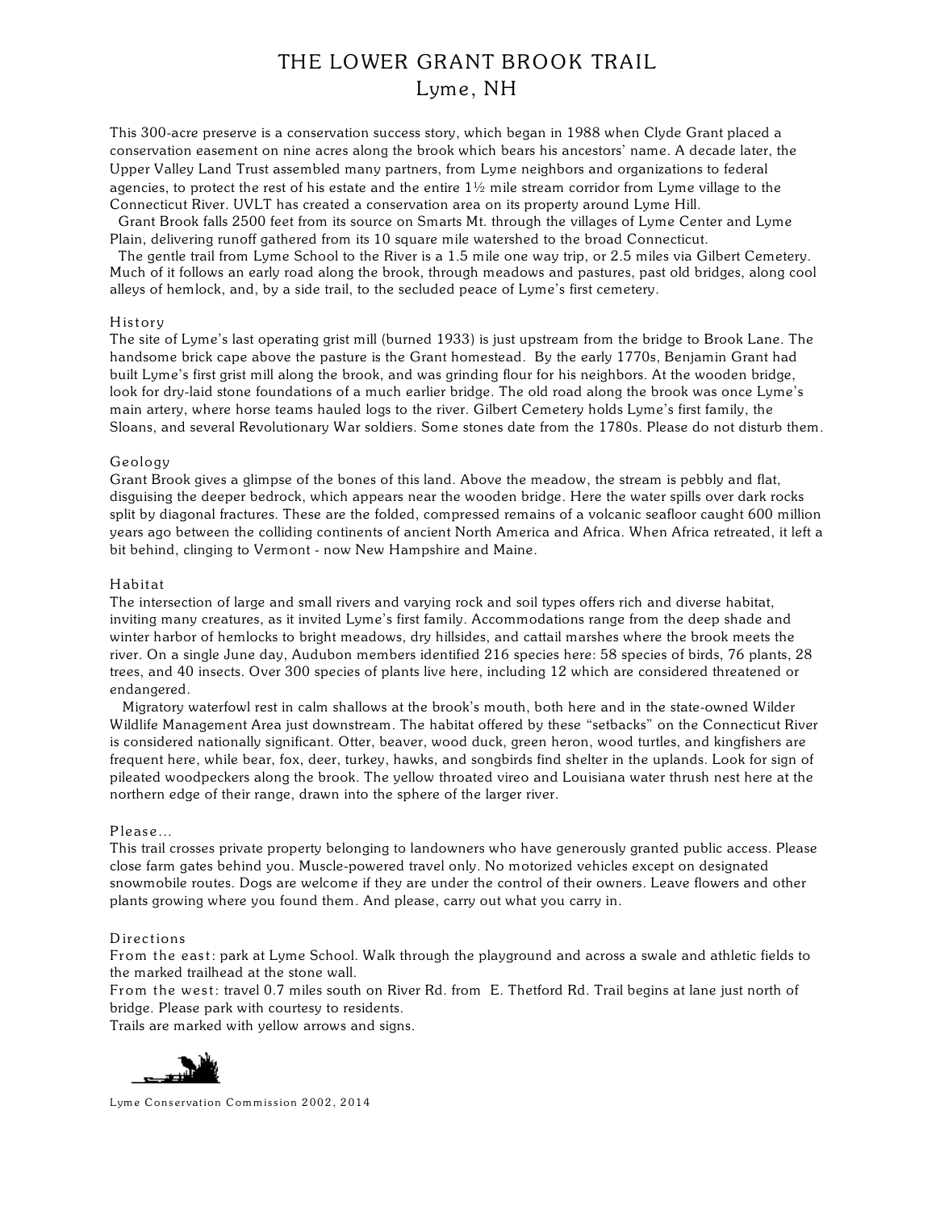# THE LOWER GRANT BROOK TRAIL

## Lyme, NH

This 300-acre preserve is a conservation success story, which began in 1988 when Clyde Grant placed a conservation easement on nine acres along the brook which bears his ancestors' name. A decade later, the Upper Valley Land Trust assembled many partners, from Lyme neighbors and organizations to federal agencies, to protect the rest of his estate and the entire 1½ mile stream corridor from Lyme village to the Connecticut River. UVLT has created a conservation area on its property around Lyme Hill.

Grant Brook falls 2500 feet from its source on Smarts Mt. through the villages of Lyme Center and Lyme Plain, delivering runoff gathered from its 10 square mile watershed to the broad Connecticut.

The gentle trail from Lyme School to the River is a 1.5 mile one way trip, or 2.5 miles via Gilbert Cemetery. Much of it follows an early road along the brook, through meadows and pastures, past old bridges, along cool alleys of hemlock, and, by a side trail, to the secluded peace of Lyme's first cemetery.

### History

The site of Lyme's last operating grist mill (burned 1933) is just upstream from the bridge to Brook Lane. The handsome brick cape above the pasture is the Grant homestead. By the early 1770s, Benjamin Grant had built Lyme's first grist mill along the brook, and was grinding flour for his neighbors. At the wooden bridge, look for dry-laid stone foundations of a much earlier bridge. The old road along the brook was once Lyme's main artery, where horse teams hauled logs to the river. Gilbert Cemetery holds Lyme's first family, the Sloans, and several Revolutionary War soldiers. Some stones date from the 1780s. Please do not disturb them.

### Geology

Grant Brook gives a glimpse of the bones of this land. Above the meadow, the stream is pebbly and flat, disguising the deeper bedrock, which appears near the wooden bridge. Here the water spills over dark rocks split by diagonal fractures. These are the folded, compressed remains of a volcanic seafloor caught 600 million years ago between the colliding continents of ancient North America and Africa. When Africa retreated, it left a bit behind, clinging to Vermont - now New Hampshire and Maine.

### Habitat

The intersection of large and small rivers and varying rock and soil types offers rich and diverse habitat, inviting many creatures, as it invited Lyme's first family. Accommodations range from the deep shade and winter harbor of hemlocks to bright meadows, dry hillsides, and cattail marshes where the brook meets the river. On a single June day, Audubon members identified 216 species here: 58 species of birds, 76 plants, 28 trees, and 40 insects. Over 300 species of plants live here, including 12 which are considered threatened or endangered.

Migratory waterfowl rest in calm shallows at the brook's mouth, both here and in the state-owned Wilder Wildlife Management Area just downstream. The habitat offered by these "setbacks" on the Connecticut River is considered nationally significant. Otter, beaver, wood duck, green heron, wood turtles, and kingfishers are frequent here, while bear, fox, deer, turkey, hawks, and songbirds find shelter in the uplands. Look for sign of pileated woodpeckers along the brook. The yellow throated vireo and Louisiana water thrush nest here at the northern edge of their range, drawn into the sphere of the larger river.

### Please...

This trail crosses private property belonging to landowners who have generously granted public access. Please close farm gates behind you. Muscle-powered travel only. No motorized vehicles except on designated snowmobile routes. Dogs are welcome if they are under the control of their owners. Leave flowers and other plants growing where you found them. And please, carry out what you carry in.

### Directions

From the east: park at Lyme School. Walk through the playground and across a swale and athletic fields to the marked trailhead at the stone wall.

From the west: travel 0.7 miles south on River Rd. from E. Thetford Rd. Trail begins at lane just north of bridge. Please park with courtesy to residents.

Trails are marked with yellow arrows and signs.

Lyme Conservation Commission 2002, 2014